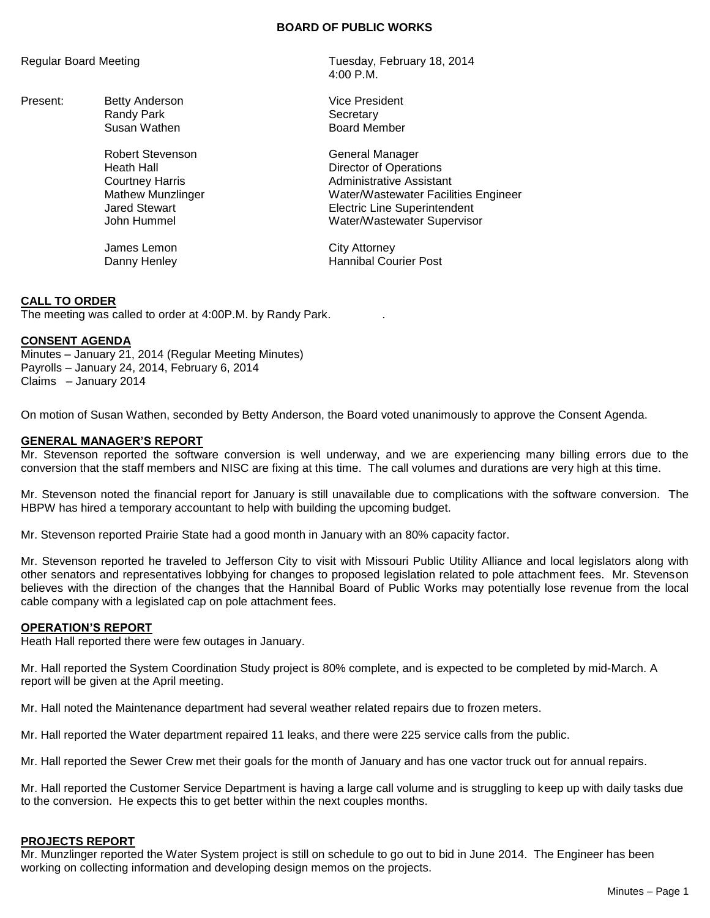# BOARD OF PUBLIC WORKS

Regular Board Meeting — Tuesday, February 18, 2014, 4:00 P.M.

Present:

| Name | Title |
|---|---|
| Betty Anderson | Vice President |
| Randy Park | Secretary |
| Susan Wathen | Board Member |
| Robert Stevenson | General Manager |
| Heath Hall | Director of Operations |
| Courtney Harris | Administrative Assistant |
| Mathew Munzlinger | Water/Wastewater Facilities Engineer |
| Jared Stewart | Electric Line Superintendent |
| John Hummel | Water/Wastewater Supervisor |
| James Lemon | City Attorney |
| Danny Henley | Hannibal Courier Post |

## CALL TO ORDER

The meeting was called to order at 4:00P.M. by Randy Park.

## CONSENT AGENDA

Minutes – January 21, 2014 (Regular Meeting Minutes)
Payrolls – January 24, 2014, February 6, 2014
Claims – January 2014

On motion of Susan Wathen, seconded by Betty Anderson, the Board voted unanimously to approve the Consent Agenda.

## GENERAL MANAGER'S REPORT

Mr. Stevenson reported the software conversion is well underway, and we are experiencing many billing errors due to the conversion that the staff members and NISC are fixing at this time. The call volumes and durations are very high at this time.

Mr. Stevenson noted the financial report for January is still unavailable due to complications with the software conversion. The HBPW has hired a temporary accountant to help with building the upcoming budget.

Mr. Stevenson reported Prairie State had a good month in January with an 80% capacity factor.

Mr. Stevenson reported he traveled to Jefferson City to visit with Missouri Public Utility Alliance and local legislators along with other senators and representatives lobbying for changes to proposed legislation related to pole attachment fees. Mr. Stevenson believes with the direction of the changes that the Hannibal Board of Public Works may potentially lose revenue from the local cable company with a legislated cap on pole attachment fees.

## OPERATION'S REPORT

Heath Hall reported there were few outages in January.

Mr. Hall reported the System Coordination Study project is 80% complete, and is expected to be completed by mid-March. A report will be given at the April meeting.

Mr. Hall noted the Maintenance department had several weather related repairs due to frozen meters.

Mr. Hall reported the Water department repaired 11 leaks, and there were 225 service calls from the public.

Mr. Hall reported the Sewer Crew met their goals for the month of January and has one vactor truck out for annual repairs.

Mr. Hall reported the Customer Service Department is having a large call volume and is struggling to keep up with daily tasks due to the conversion. He expects this to get better within the next couples months.

## PROJECTS REPORT

Mr. Munzlinger reported the Water System project is still on schedule to go out to bid in June 2014. The Engineer has been working on collecting information and developing design memos on the projects.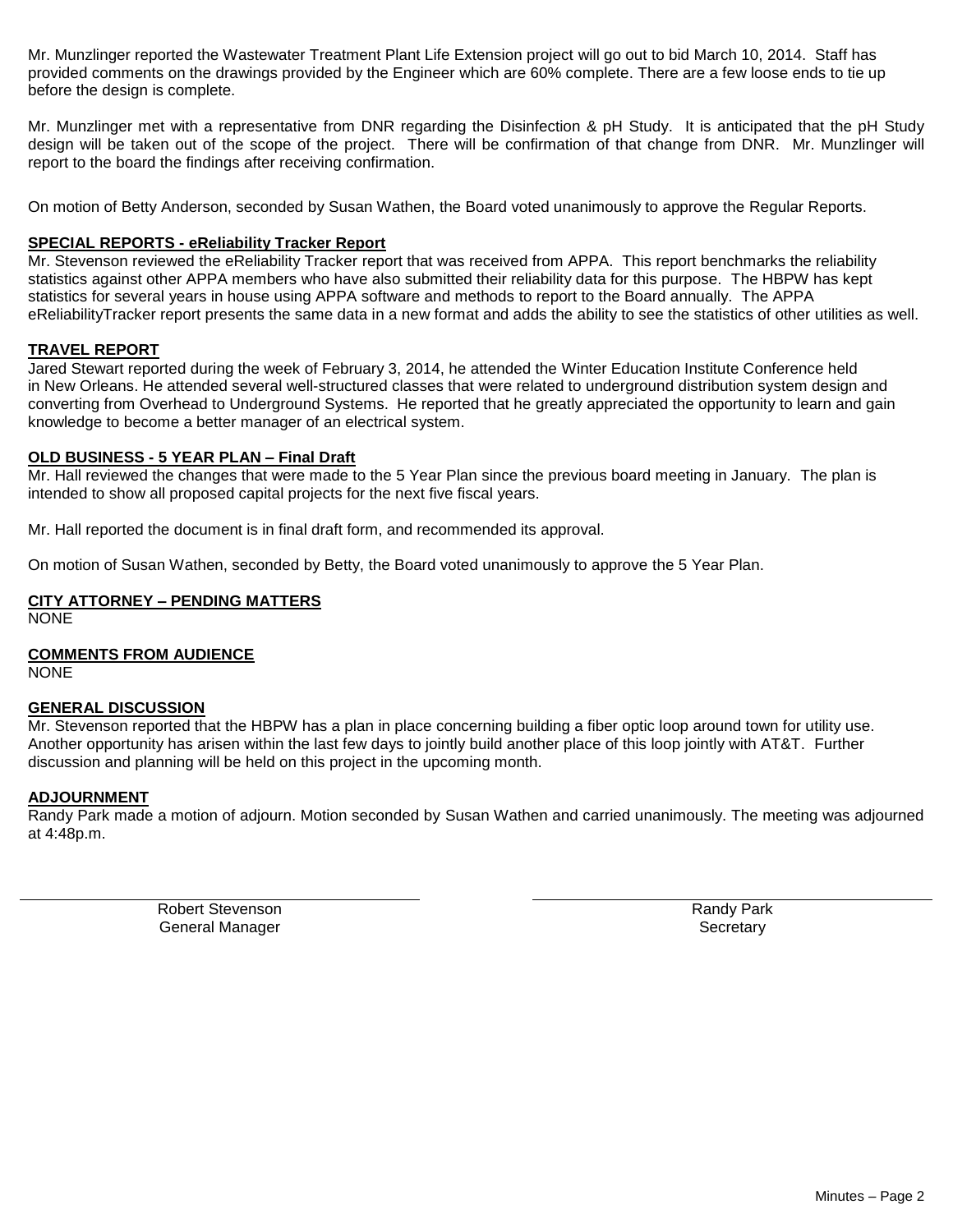Mr. Munzlinger reported the Wastewater Treatment Plant Life Extension project will go out to bid March 10, 2014. Staff has provided comments on the drawings provided by the Engineer which are 60% complete. There are a few loose ends to tie up before the design is complete.

Mr. Munzlinger met with a representative from DNR regarding the Disinfection & pH Study. It is anticipated that the pH Study design will be taken out of the scope of the project. There will be confirmation of that change from DNR. Mr. Munzlinger will report to the board the findings after receiving confirmation.

On motion of Betty Anderson, seconded by Susan Wathen, the Board voted unanimously to approve the Regular Reports.

**SPECIAL REPORTS - eReliability Tracker Report**

Mr. Stevenson reviewed the eReliability Tracker report that was received from APPA. This report benchmarks the reliability statistics against other APPA members who have also submitted their reliability data for this purpose. The HBPW has kept statistics for several years in house using APPA software and methods to report to the Board annually. The APPA eReliabilityTracker report presents the same data in a new format and adds the ability to see the statistics of other utilities as well.

**TRAVEL REPORT**

Jared Stewart reported during the week of February 3, 2014, he attended the Winter Education Institute Conference held in New Orleans. He attended several well-structured classes that were related to underground distribution system design and converting from Overhead to Underground Systems. He reported that he greatly appreciated the opportunity to learn and gain knowledge to become a better manager of an electrical system.

**OLD BUSINESS - 5 YEAR PLAN – Final Draft**

Mr. Hall reviewed the changes that were made to the 5 Year Plan since the previous board meeting in January. The plan is intended to show all proposed capital projects for the next five fiscal years.

Mr. Hall reported the document is in final draft form, and recommended its approval.

On motion of Susan Wathen, seconded by Betty, the Board voted unanimously to approve the 5 Year Plan.

**CITY ATTORNEY – PENDING MATTERS**

NONE

**COMMENTS FROM AUDIENCE**

NONE

**GENERAL DISCUSSION**

Mr. Stevenson reported that the HBPW has a plan in place concerning building a fiber optic loop around town for utility use. Another opportunity has arisen within the last few days to jointly build another place of this loop jointly with AT&T. Further discussion and planning will be held on this project in the upcoming month.

**ADJOURNMENT**

Randy Park made a motion of adjourn. Motion seconded by Susan Wathen and carried unanimously. The meeting was adjourned at 4:48p.m.

Robert Stevenson
General Manager

Randy Park
Secretary